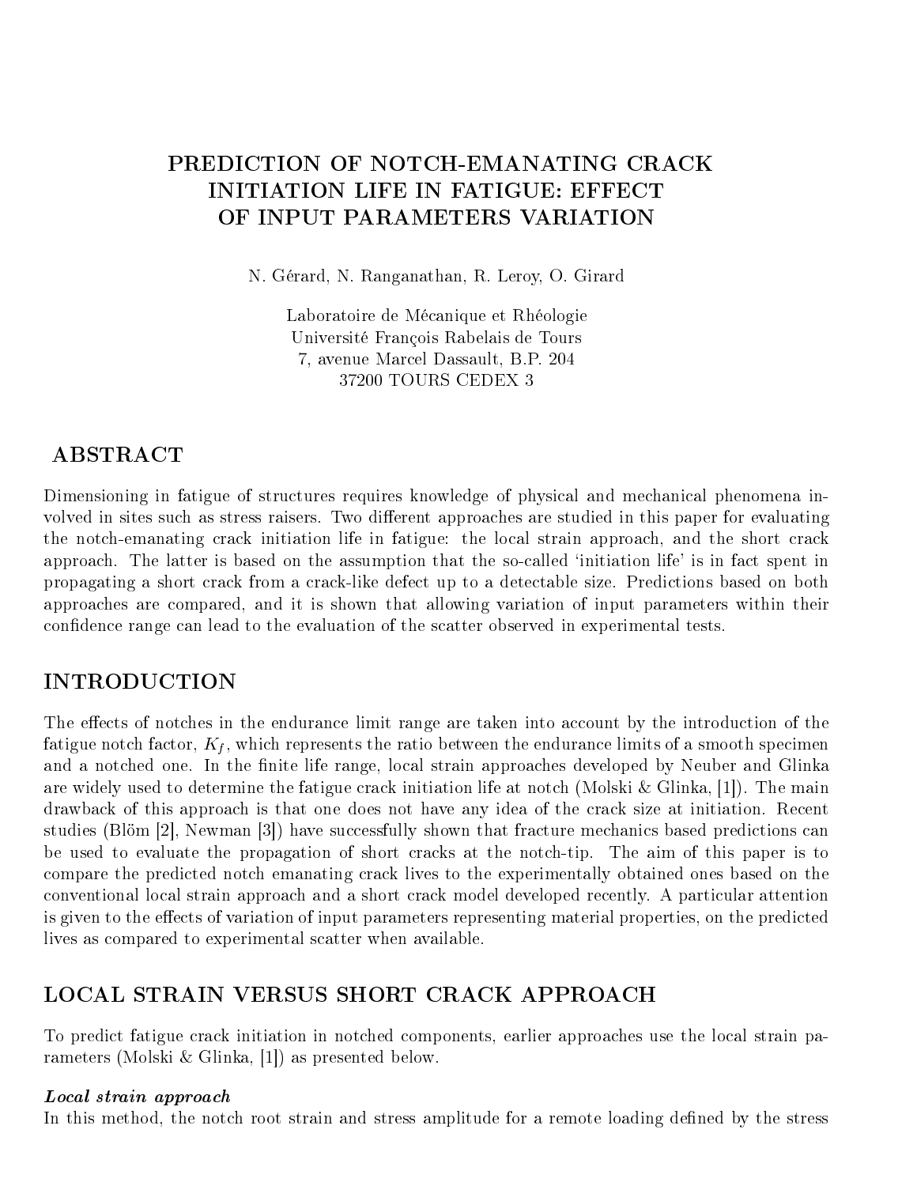# PREDICTION OF NOTCH-EMANATING CRACK INITIATION LIFE IN FATIGUE: EFFECT OF INPUT PARAMETERS VARIATION

N. Gérard, N. Ranganathan, R. Leroy, O. Girard

Laboratoire de Mécanique et Rhéologie
Université François Rabelais de Tours
7, avenue Marcel Dassault, B.P. 204
37200 TOURS CEDEX 3

## ABSTRACT

Dimensioning in fatigue of structures requires knowledge of physical and mechanical phenomena involved in sites such as stress raisers. Two different approaches are studied in this paper for evaluating the notch-emanating crack initiation life in fatigue: the local strain approach, and the short crack approach. The latter is based on the assumption that the so-called 'initiation life' is in fact spent in propagating a short crack from a crack-like defect up to a detectable size. Predictions based on both approaches are compared, and it is shown that allowing variation of input parameters within their confidence range can lead to the evaluation of the scatter observed in experimental tests.

## INTRODUCTION

The effects of notches in the endurance limit range are taken into account by the introduction of the fatigue notch factor, $K_f$, which represents the ratio between the endurance limits of a smooth specimen and a notched one. In the finite life range, local strain approaches developed by Neuber and Glinka are widely used to determine the fatigue crack initiation life at notch (Molski & Glinka, [1]). The main drawback of this approach is that one does not have any idea of the crack size at initiation. Recent studies (Blöm [2], Newman [3]) have successfully shown that fracture mechanics based predictions can be used to evaluate the propagation of short cracks at the notch-tip. The aim of this paper is to compare the predicted notch emanating crack lives to the experimentally obtained ones based on the conventional local strain approach and a short crack model developed recently. A particular attention is given to the effects of variation of input parameters representing material properties, on the predicted lives as compared to experimental scatter when available.

## LOCAL STRAIN VERSUS SHORT CRACK APPROACH

To predict fatigue crack initiation in notched components, earlier approaches use the local strain parameters (Molski & Glinka, [1]) as presented below.

### *Local strain approach*

In this method, the notch root strain and stress amplitude for a remote loading defined by the stress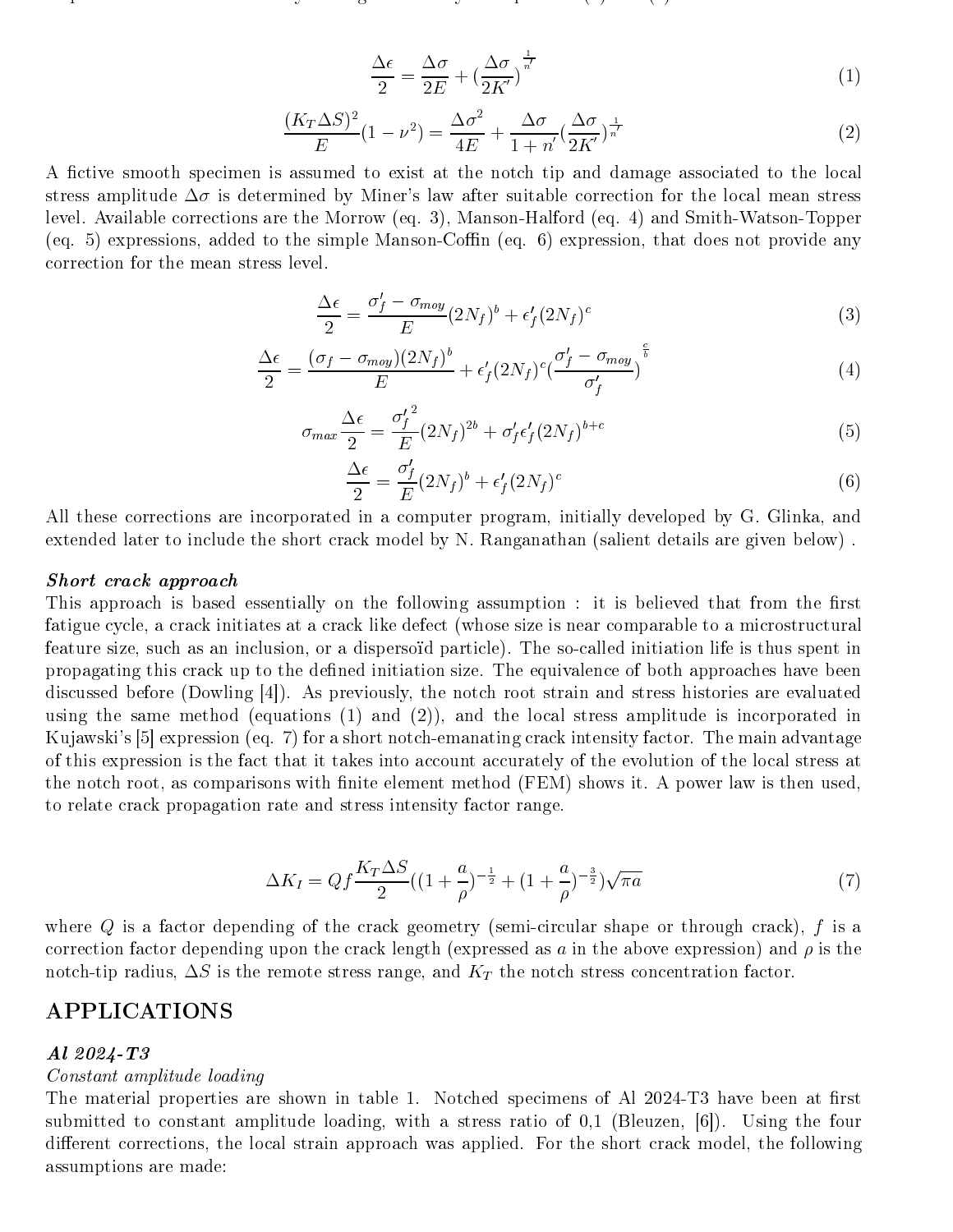$$\frac{\Delta\epsilon}{2} = \frac{\Delta\sigma}{2E} + (\frac{\Delta\sigma}{2K'})^{\frac{1}{n'}} \tag{1}$$

$$\frac{(K_T \Delta S)^2}{E}(1-\nu^2) = \frac{\Delta\sigma^2}{4E} + \frac{\Delta\sigma}{1+n'}(\frac{\Delta\sigma}{2K'})^{\frac{1}{n'}} \tag{2}$$

A fictive smooth specimen is assumed to exist at the notch tip and damage associated to the local stress amplitude $\Delta\sigma$ is determined by Miner's law after suitable correction for the local mean stress level. Available corrections are the Morrow (eq. 3), Manson-Halford (eq. 4) and Smith-Watson-Topper (eq. 5) expressions, added to the simple Manson-Coffin (eq. 6) expression, that does not provide any correction for the mean stress level.

$$\frac{\Delta\epsilon}{2} = \frac{\sigma_f' - \sigma_{moy}}{E}(2N_f)^b + \epsilon_f'(2N_f)^c \tag{3}$$

$$\frac{\Delta\epsilon}{2} = \frac{(\sigma_f - \sigma_{moy})(2N_f)^b}{E} + \epsilon_f'(2N_f)^c(\frac{\sigma_f' - \sigma_{moy}}{\sigma_f'})^{\frac{c}{b}} \tag{4}$$

$$\sigma_{max}\frac{\Delta\epsilon}{2} = \frac{{\sigma_f'}^2}{E}(2N_f)^{2b} + \sigma_f'\epsilon_f'(2N_f)^{b+c} \tag{5}$$

$$\frac{\Delta\epsilon}{2} = \frac{\sigma_f'}{E}(2N_f)^b + \epsilon_f'(2N_f)^c \tag{6}$$

All these corrections are incorporated in a computer program, initially developed by G. Glinka, and extended later to include the short crack model by N. Ranganathan (salient details are given below) .

***Short crack approach***

This approach is based essentially on the following assumption : it is believed that from the first fatigue cycle, a crack initiates at a crack like defect (whose size is near comparable to a microstructural feature size, such as an inclusion, or a dispersoïd particle). The so-called initiation life is thus spent in propagating this crack up to the defined initiation size. The equivalence of both approaches have been discussed before (Dowling [4]). As previously, the notch root strain and stress histories are evaluated using the same method (equations (1) and (2)), and the local stress amplitude is incorporated in Kujawski's [5] expression (eq. 7) for a short notch-emanating crack intensity factor. The main advantage of this expression is the fact that it takes into account accurately of the evolution of the local stress at the notch root, as comparisons with finite element method (FEM) shows it. A power law is then used, to relate crack propagation rate and stress intensity factor range.

$$\Delta K_I = Qf\frac{K_T \Delta S}{2}((1+\frac{a}{\rho})^{-\frac{1}{2}} + (1+\frac{a}{\rho})^{-\frac{3}{2}})\sqrt{\pi a} \tag{7}$$

where $Q$ is a factor depending of the crack geometry (semi-circular shape or through crack), $f$ is a correction factor depending upon the crack length (expressed as $a$ in the above expression) and $\rho$ is the notch-tip radius, $\Delta S$ is the remote stress range, and $K_T$ the notch stress concentration factor.

## APPLICATIONS

### *Al 2024-T3*

*Constant amplitude loading*

The material properties are shown in table 1. Notched specimens of Al 2024-T3 have been at first submitted to constant amplitude loading, with a stress ratio of 0,1 (Bleuzen, [6]). Using the four different corrections, the local strain approach was applied. For the short crack model, the following assumptions are made: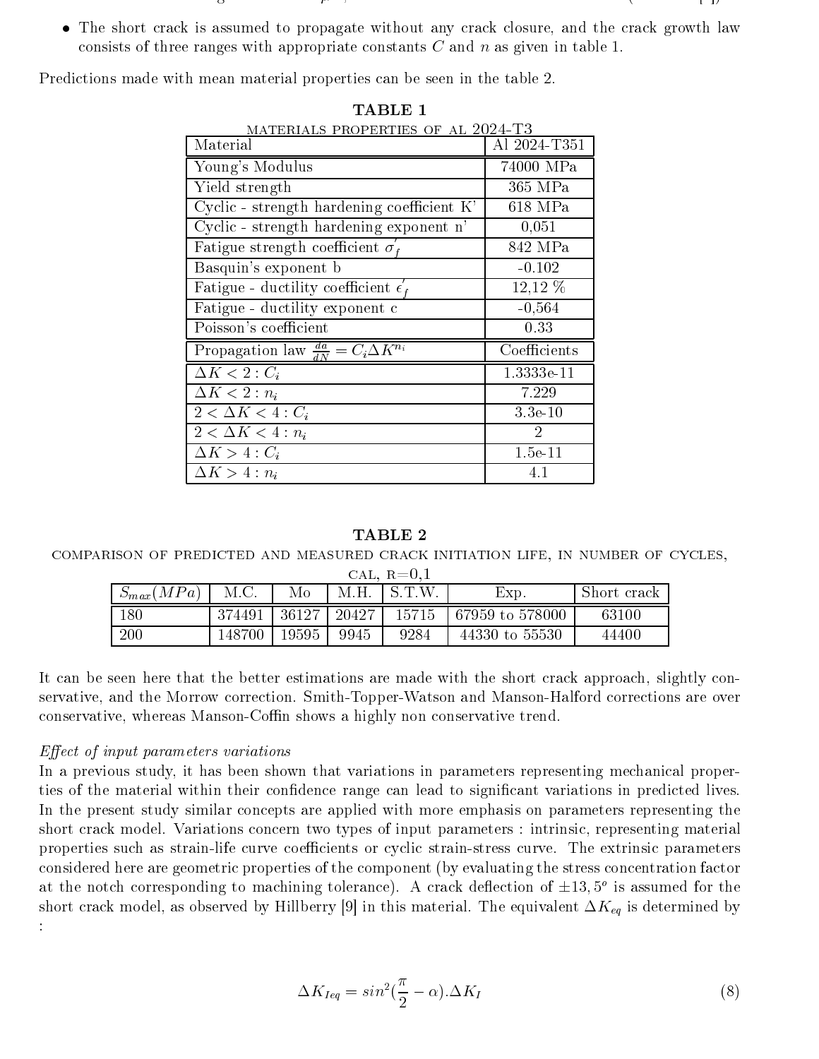- The short crack is assumed to propagate without any crack closure, and the crack growth law consists of three ranges with appropriate constants $C$ and $n$ as given in table 1.

Predictions made with mean material properties can be seen in the table 2.

**TABLE 1**

MATERIALS PROPERTIES OF AL 2024-T3

| Material | Al 2024-T351 |
|---|---|
| Young's Modulus | 74000 MPa |
| Yield strength | 365 MPa |
| Cyclic - strength hardening coefficient K' | 618 MPa |
| Cyclic - strength hardening exponent n' | 0,051 |
| Fatigue strength coefficient $\sigma_f^{'}$ | 842 MPa |
| Basquin's exponent b | -0.102 |
| Fatigue - ductility coefficient $\epsilon_f^{'}$ | 12,12 % |
| Fatigue - ductility exponent c | -0,564 |
| Poisson's coefficient | 0.33 |
| Propagation law $\frac{da}{dN} = C_i \Delta K^{n_i}$ | Coefficients |
| $\Delta K < 2 : C_i$ | 1.3333e-11 |
| $\Delta K < 2 : n_i$ | 7.229 |
| $2 < \Delta K < 4 : C_i$ | 3.3e-10 |
| $2 < \Delta K < 4 : n_i$ | 2 |
| $\Delta K > 4 : C_i$ | 1.5e-11 |
| $\Delta K > 4 : n_i$ | 4.1 |

**TABLE 2**

COMPARISON OF PREDICTED AND MEASURED CRACK INITIATION LIFE, IN NUMBER OF CYCLES, CAL, R=0,1

| $S_{max}(MPa)$ | M.C. | Mo | M.H. | S.T.W. | Exp. | Short crack |
|---|---|---|---|---|---|---|
| 180 | 374491 | 36127 | 20427 | 15715 | 67959 to 578000 | 63100 |
| 200 | 148700 | 19595 | 9945 | 9284 | 44330 to 55530 | 44400 |

It can be seen here that the better estimations are made with the short crack approach, slightly conservative, and the Morrow correction. Smith-Topper-Watson and Manson-Halford corrections are over conservative, whereas Manson-Coffin shows a highly non conservative trend.

*Effect of input parameters variations*

In a previous study, it has been shown that variations in parameters representing mechanical properties of the material within their confidence range can lead to significant variations in predicted lives. In the present study similar concepts are applied with more emphasis on parameters representing the short crack model. Variations concern two types of input parameters : intrinsic, representing material properties such as strain-life curve coefficients or cyclic strain-stress curve. The extrinsic parameters considered here are geometric properties of the component (by evaluating the stress concentration factor at the notch corresponding to machining tolerance). A crack deflection of $\pm 13,5^o$ is assumed for the short crack model, as observed by Hillberry [9] in this material. The equivalent $\Delta K_{eq}$ is determined by :

$$\Delta K_{Ieq} = sin^2(\frac{\pi}{2} - \alpha).\Delta K_I \tag{8}$$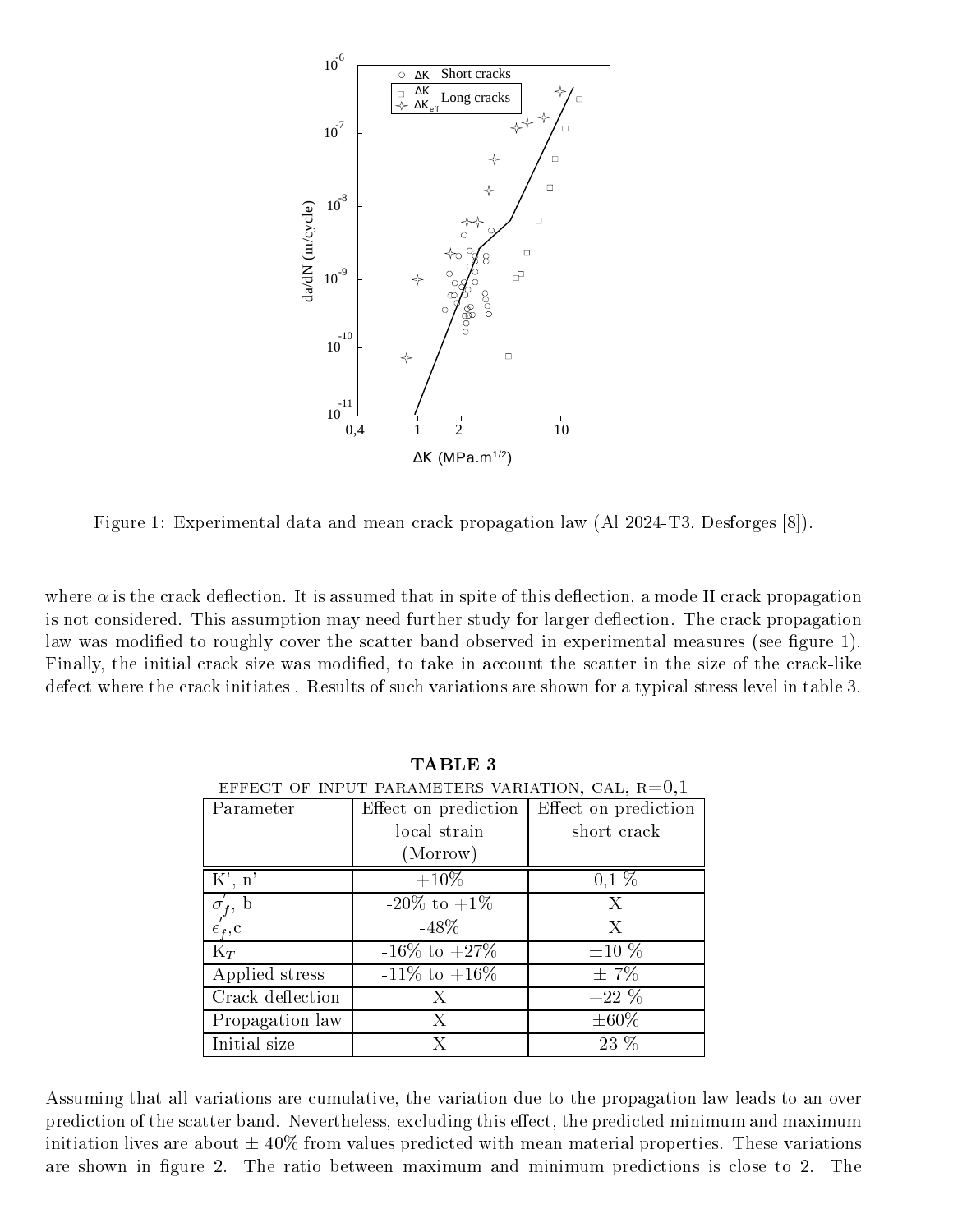Figure 1: Experimental data and mean crack propagation law (Al 2024-T3, Desforges [8]).

where $\alpha$ is the crack deflection. It is assumed that in spite of this deflection, a mode II crack propagation is not considered. This assumption may need further study for larger deflection. The crack propagation law was modified to roughly cover the scatter band observed in experimental measures (see figure 1). Finally, the initial crack size was modified, to take in account the scatter in the size of the crack-like defect where the crack initiates . Results of such variations are shown for a typical stress level in table 3.

**TABLE 3**

EFFECT OF INPUT PARAMETERS VARIATION, CAL, R=0,1

| Parameter | Effect on prediction local strain (Morrow) | Effect on prediction short crack |
|---|---|---|
| K', n' | +10% | 0,1 % |
| $\sigma_f'$, b | -20% to +1% | X |
| $\epsilon_f'$,c | -48% | X |
| $K_T$ | -16% to +27% | ±10 % |
| Applied stress | -11% to +16% | ± 7% |
| Crack deflection | X | +22 % |
| Propagation law | X | ±60% |
| Initial size | X | -23 % |

Assuming that all variations are cumulative, the variation due to the propagation law leads to an over prediction of the scatter band. Nevertheless, excluding this effect, the predicted minimum and maximum initiation lives are about ± 40% from values predicted with mean material properties. These variations are shown in figure 2. The ratio between maximum and minimum predictions is close to 2. The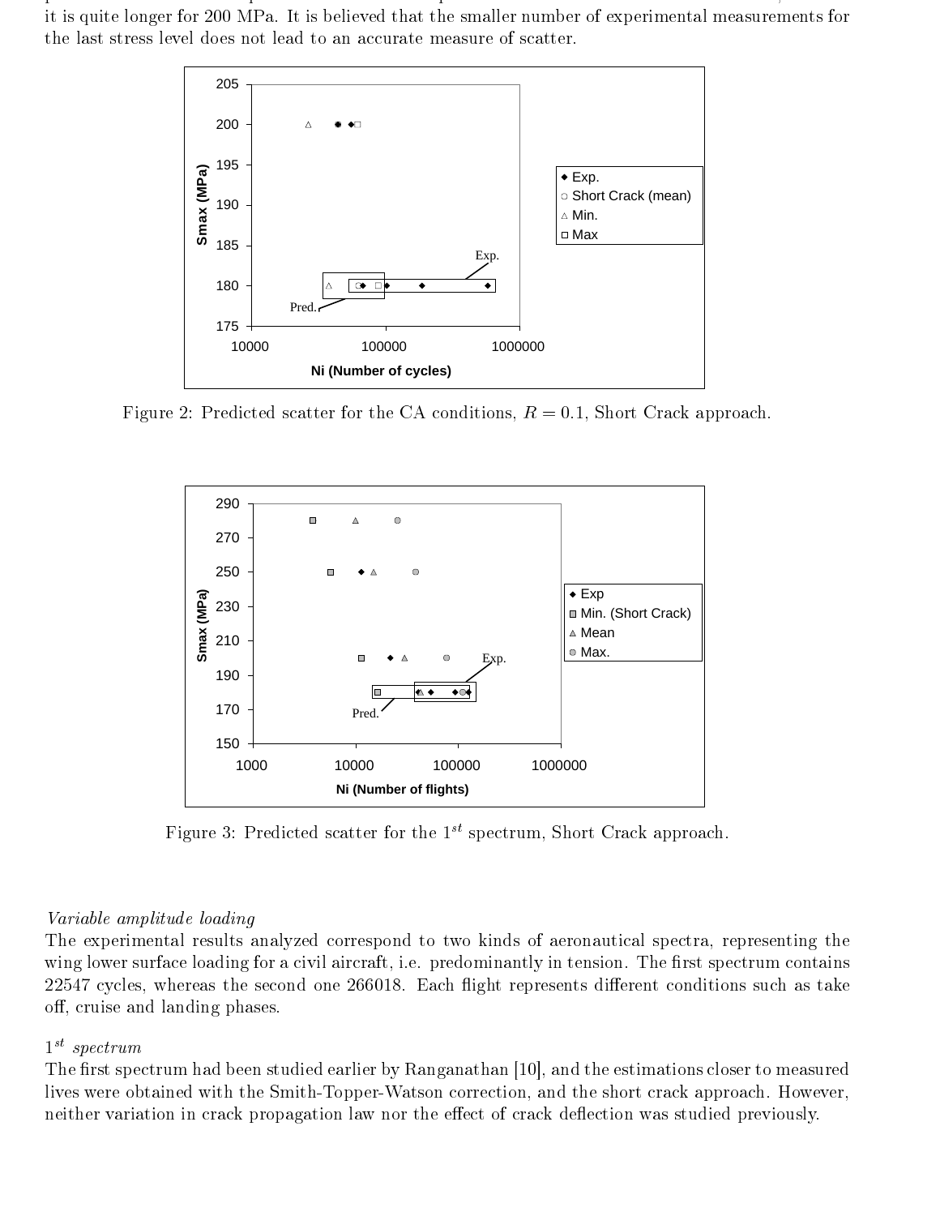it is quite longer for 200 MPa. It is believed that the smaller number of experimental measurements for the last stress level does not lead to an accurate measure of scatter.

Figure 2: Predicted scatter for the CA conditions, $R = 0.1$, Short Crack approach.

Figure 3: Predicted scatter for the $1^{st}$ spectrum, Short Crack approach.

*Variable amplitude loading*

The experimental results analyzed correspond to two kinds of aeronautical spectra, representing the wing lower surface loading for a civil aircraft, i.e. predominantly in tension. The first spectrum contains 22547 cycles, whereas the second one 266018. Each flight represents different conditions such as take off, cruise and landing phases.

*$1^{st}$ spectrum*

The first spectrum had been studied earlier by Ranganathan [10], and the estimations closer to measured lives were obtained with the Smith-Topper-Watson correction, and the short crack approach. However, neither variation in crack propagation law nor the effect of crack deflection was studied previously.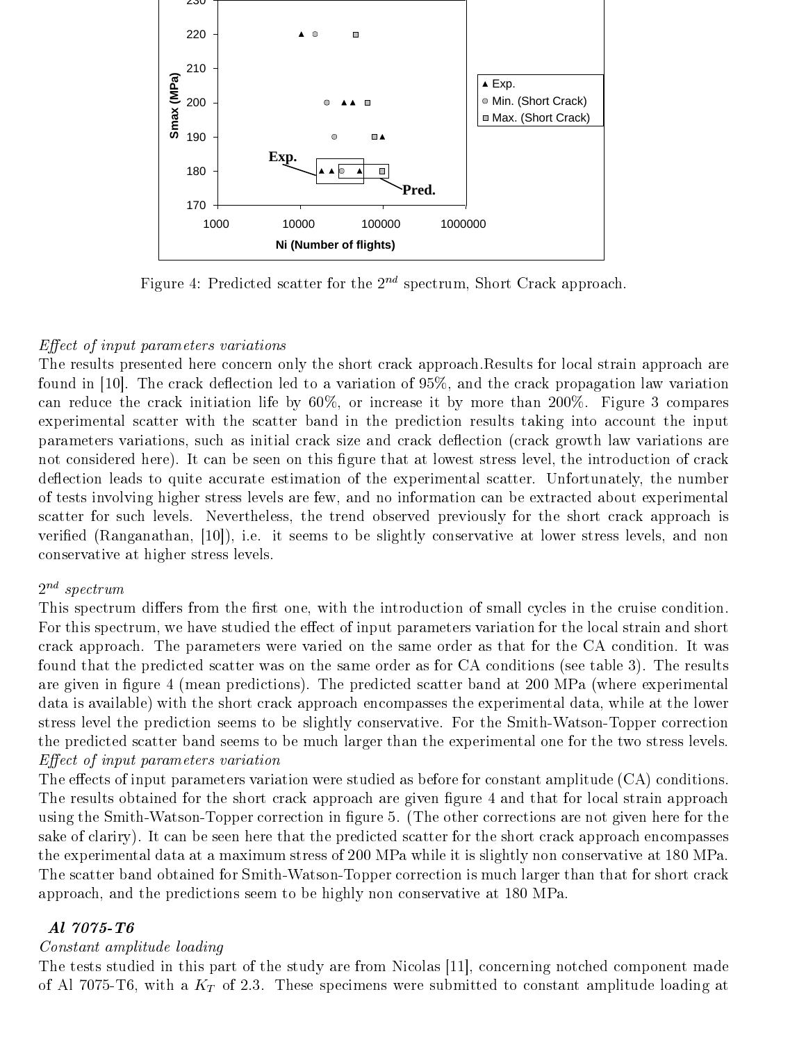Figure 4: Predicted scatter for the $2^{nd}$ spectrum, Short Crack approach.

*Effect of input parameters variations*

The results presented here concern only the short crack approach.Results for local strain approach are found in [10]. The crack deflection led to a variation of 95%, and the crack propagation law variation can reduce the crack initiation life by 60%, or increase it by more than 200%. Figure 3 compares experimental scatter with the scatter band in the prediction results taking into account the input parameters variations, such as initial crack size and crack deflection (crack growth law variations are not considered here). It can be seen on this figure that at lowest stress level, the introduction of crack deflection leads to quite accurate estimation of the experimental scatter. Unfortunately, the number of tests involving higher stress levels are few, and no information can be extracted about experimental scatter for such levels. Nevertheless, the trend observed previously for the short crack approach is verified (Ranganathan, [10]), i.e. it seems to be slightly conservative at lower stress levels, and non conservative at higher stress levels.

*$2^{nd}$ spectrum*

This spectrum differs from the first one, with the introduction of small cycles in the cruise condition. For this spectrum, we have studied the effect of input parameters variation for the local strain and short crack approach. The parameters were varied on the same order as that for the CA condition. It was found that the predicted scatter was on the same order as for CA conditions (see table 3). The results are given in figure 4 (mean predictions). The predicted scatter band at 200 MPa (where experimental data is available) with the short crack approach encompasses the experimental data, while at the lower stress level the prediction seems to be slightly conservative. For the Smith-Watson-Topper correction the predicted scatter band seems to be much larger than the experimental one for the two stress levels.

*Effect of input parameters variation*

The effects of input parameters variation were studied as before for constant amplitude (CA) conditions. The results obtained for the short crack approach are given figure 4 and that for local strain approach using the Smith-Watson-Topper correction in figure 5. (The other corrections are not given here for the sake of clariry). It can be seen here that the predicted scatter for the short crack approach encompasses the experimental data at a maximum stress of 200 MPa while it is slightly non conservative at 180 MPa. The scatter band obtained for Smith-Watson-Topper correction is much larger than that for short crack approach, and the predictions seem to be highly non conservative at 180 MPa.

### *Al 7075-T6*

*Constant amplitude loading*

The tests studied in this part of the study are from Nicolas [11], concerning notched component made of Al 7075-T6, with a $K_T$ of 2.3. These specimens were submitted to constant amplitude loading at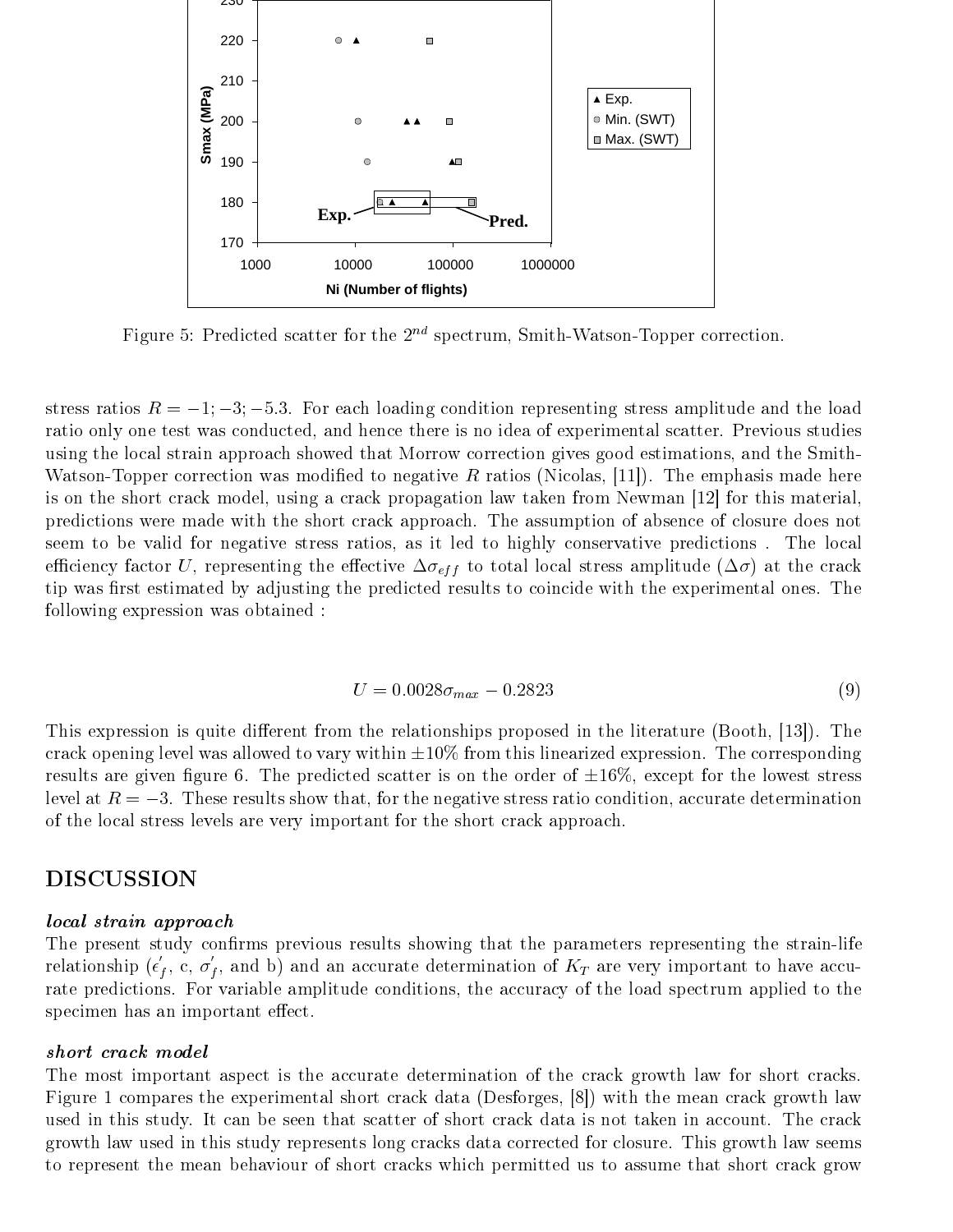Figure 5: Predicted scatter for the $2^{nd}$ spectrum, Smith-Watson-Topper correction.

stress ratios $R = -1; -3; -5.3$. For each loading condition representing stress amplitude and the load ratio only one test was conducted, and hence there is no idea of experimental scatter. Previous studies using the local strain approach showed that Morrow correction gives good estimations, and the Smith-Watson-Topper correction was modified to negative $R$ ratios (Nicolas, [11]). The emphasis made here is on the short crack model, using a crack propagation law taken from Newman [12] for this material, predictions were made with the short crack approach. The assumption of absence of closure does not seem to be valid for negative stress ratios, as it led to highly conservative predictions . The local efficiency factor $U$, representing the effective $\Delta\sigma_{eff}$ to total local stress amplitude ($\Delta\sigma$) at the crack tip was first estimated by adjusting the predicted results to coincide with the experimental ones. The following expression was obtained :

$$U = 0.0028\sigma_{max} - 0.2823 \tag{9}$$

This expression is quite different from the relationships proposed in the literature (Booth, [13]). The crack opening level was allowed to vary within $\pm 10\%$ from this linearized expression. The corresponding results are given figure 6. The predicted scatter is on the order of $\pm 16\%$, except for the lowest stress level at $R = -3$. These results show that, for the negative stress ratio condition, accurate determination of the local stress levels are very important for the short crack approach.

# DISCUSSION

### *local strain approach*

The present study confirms previous results showing that the parameters representing the strain-life relationship ($\epsilon_f^{'}$, c, $\sigma_f^{'}$, and b) and an accurate determination of $K_T$ are very important to have accurate predictions. For variable amplitude conditions, the accuracy of the load spectrum applied to the specimen has an important effect.

### *short crack model*

The most important aspect is the accurate determination of the crack growth law for short cracks. Figure 1 compares the experimental short crack data (Desforges, [8]) with the mean crack growth law used in this study. It can be seen that scatter of short crack data is not taken in account. The crack growth law used in this study represents long cracks data corrected for closure. This growth law seems to represent the mean behaviour of short cracks which permitted us to assume that short crack grow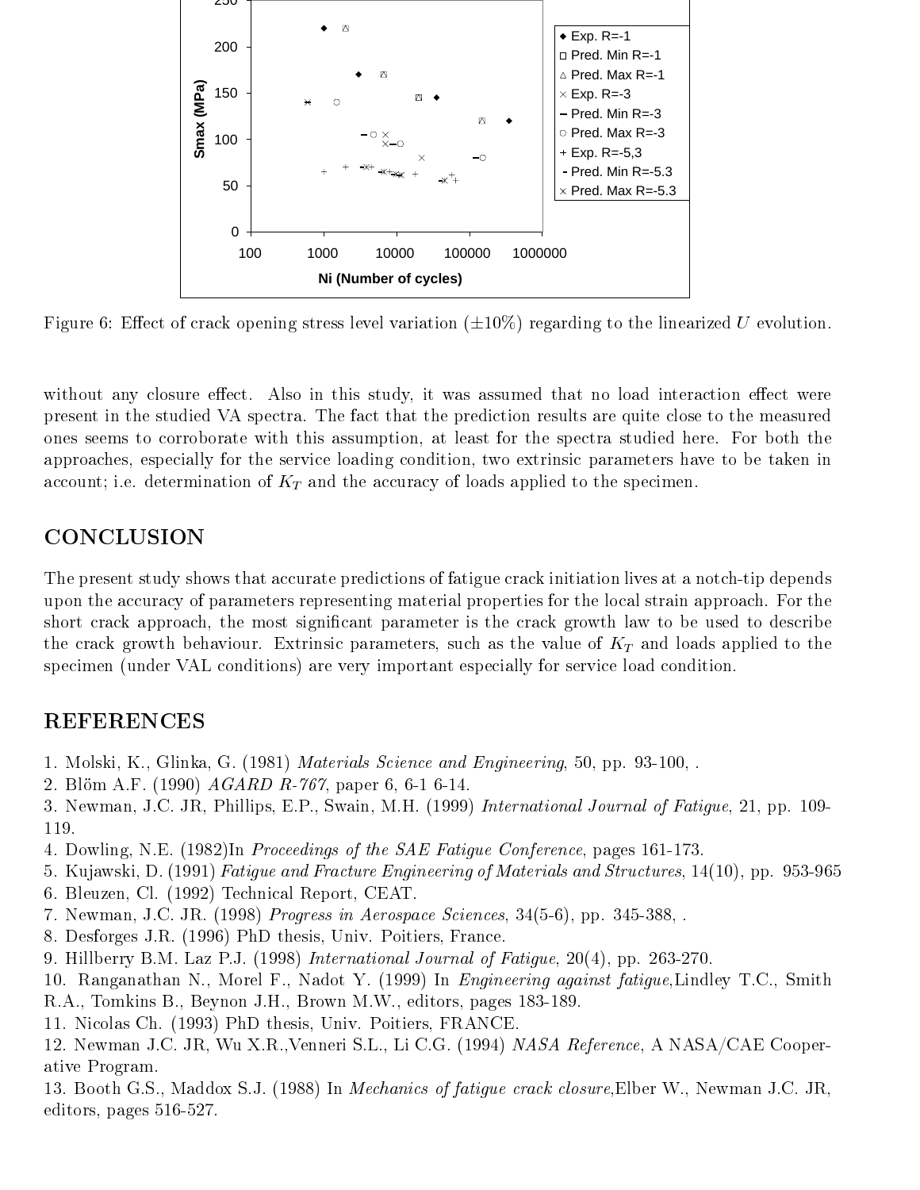250

200

150

100

50

0

Smax (MPa)

100 1000 10000 100000 1000000

Ni (Number of cycles)

◆ Exp. R=-1
□ Pred. Min R=-1
△ Pred. Max R=-1
× Exp. R=-3
– Pred. Min R=-3
○ Pred. Max R=-3
+ Exp. R=-5,3
- Pred. Min R=-5.3
× Pred. Max R=-5.3

Figure 6: Effect of crack opening stress level variation ($\pm 10\%$) regarding to the linearized $U$ evolution.

without any closure effect. Also in this study, it was assumed that no load interaction effect were present in the studied VA spectra. The fact that the prediction results are quite close to the measured ones seems to corroborate with this assumption, at least for the spectra studied here. For both the approaches, especially for the service loading condition, two extrinsic parameters have to be taken in account; i.e. determination of $K_T$ and the accuracy of loads applied to the specimen.

## CONCLUSION

The present study shows that accurate predictions of fatigue crack initiation lives at a notch-tip depends upon the accuracy of parameters representing material properties for the local strain approach. For the short crack approach, the most significant parameter is the crack growth law to be used to describe the crack growth behaviour. Extrinsic parameters, such as the value of $K_T$ and loads applied to the specimen (under VAL conditions) are very important especially for service load condition.

## REFERENCES

1. Molski, K., Glinka, G. (1981) *Materials Science and Engineering*, 50, pp. 93-100, .
2. Blöm A.F. (1990) *AGARD R-767*, paper 6, 6-1 6-14.
3. Newman, J.C. JR, Phillips, E.P., Swain, M.H. (1999) *International Journal of Fatigue*, 21, pp. 109-119.
4. Dowling, N.E. (1982)In *Proceedings of the SAE Fatigue Conference*, pages 161-173.
5. Kujawski, D. (1991) *Fatigue and Fracture Engineering of Materials and Structures*, 14(10), pp. 953-965
6. Bleuzen, Cl. (1992) Technical Report, CEAT.
7. Newman, J.C. JR. (1998) *Progress in Aerospace Sciences*, 34(5-6), pp. 345-388, .
8. Desforges J.R. (1996) PhD thesis, Univ. Poitiers, France.
9. Hillberry B.M. Laz P.J. (1998) *International Journal of Fatigue*, 20(4), pp. 263-270.
10. Ranganathan N., Morel F., Nadot Y. (1999) In *Engineering against fatigue*,Lindley T.C., Smith R.A., Tomkins B., Beynon J.H., Brown M.W., editors, pages 183-189.
11. Nicolas Ch. (1993) PhD thesis, Univ. Poitiers, FRANCE.
12. Newman J.C. JR, Wu X.R.,Venneri S.L., Li C.G. (1994) *NASA Reference*, A NASA/CAE Cooperative Program.
13. Booth G.S., Maddox S.J. (1988) In *Mechanics of fatigue crack closure*,Elber W., Newman J.C. JR, editors, pages 516-527.